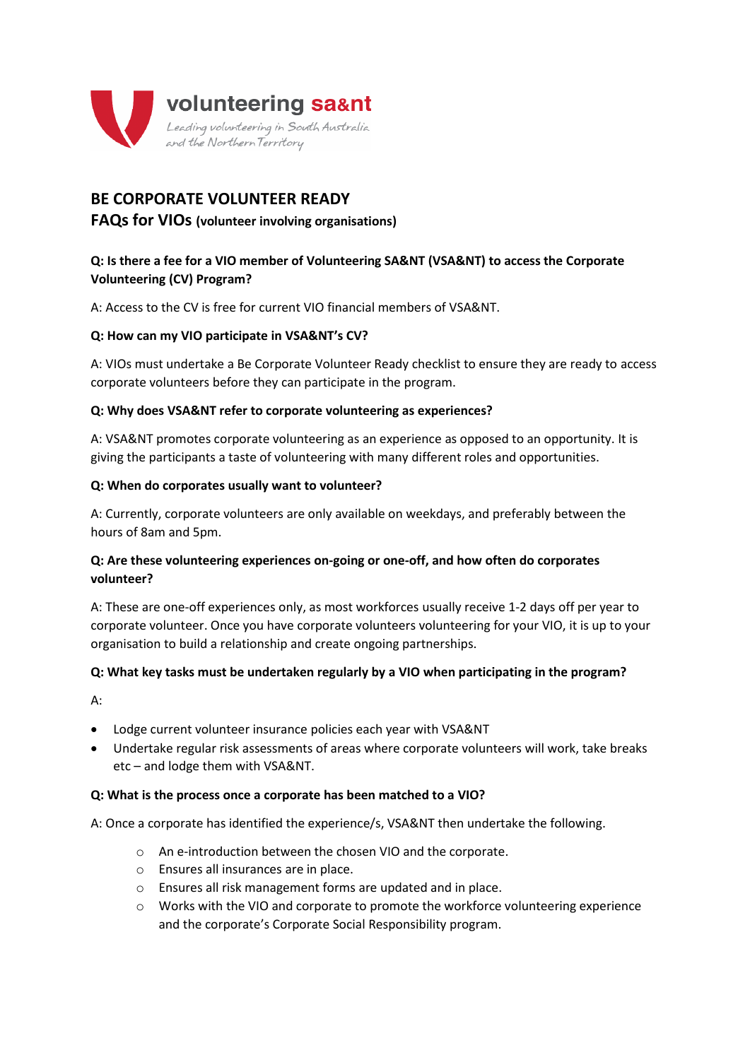volunteering sa&nt

*Leading volunteering in South Australia and the Northern Territory*

# BE CORPORATE VOLUNTEER READY

## FAQs for VIOs (volunteer involving organisations)

**Q: Is there a fee for a VIO member of Volunteering SA&NT (VSA&NT) to access the Corporate Volunteering (CV) Program?**

A: Access to the CV is free for current VIO financial members of VSA&NT.

**Q: How can my VIO participate in VSA&NT's CV?**

A: VIOs must undertake a Be Corporate Volunteer Ready checklist to ensure they are ready to access corporate volunteers before they can participate in the program.

**Q: Why does VSA&NT refer to corporate volunteering as experiences?**

A: VSA&NT promotes corporate volunteering as an experience as opposed to an opportunity. It is giving the participants a taste of volunteering with many different roles and opportunities.

**Q: When do corporates usually want to volunteer?**

A: Currently, corporate volunteers are only available on weekdays, and preferably between the hours of 8am and 5pm.

**Q: Are these volunteering experiences on-going or one-off, and how often do corporates volunteer?**

A: These are one-off experiences only, as most workforces usually receive 1-2 days off per year to corporate volunteer. Once you have corporate volunteers volunteering for your VIO, it is up to your organisation to build a relationship and create ongoing partnerships.

**Q: What key tasks must be undertaken regularly by a VIO when participating in the program?**

A:

- Lodge current volunteer insurance policies each year with VSA&NT
- Undertake regular risk assessments of areas where corporate volunteers will work, take breaks etc – and lodge them with VSA&NT.

**Q: What is the process once a corporate has been matched to a VIO?**

A: Once a corporate has identified the experience/s, VSA&NT then undertake the following.

- An e-introduction between the chosen VIO and the corporate.
- Ensures all insurances are in place.
- Ensures all risk management forms are updated and in place.
- Works with the VIO and corporate to promote the workforce volunteering experience and the corporate's Corporate Social Responsibility program.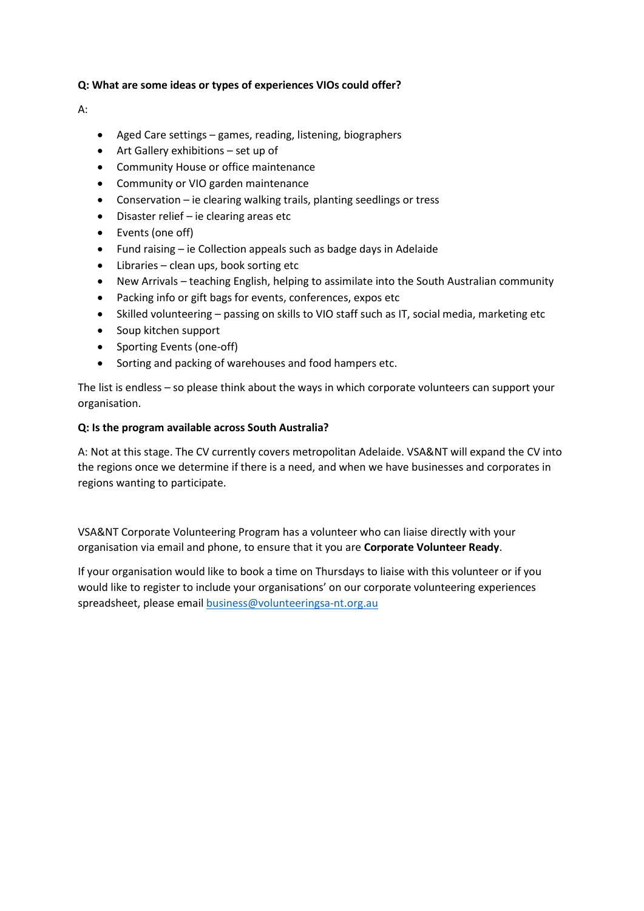**Q: What are some ideas or types of experiences VIOs could offer?**

A:

- Aged Care settings – games, reading, listening, biographers
- Art Gallery exhibitions – set up of
- Community House or office maintenance
- Community or VIO garden maintenance
- Conservation – ie clearing walking trails, planting seedlings or tress
- Disaster relief – ie clearing areas etc
- Events (one off)
- Fund raising – ie Collection appeals such as badge days in Adelaide
- Libraries – clean ups, book sorting etc
- New Arrivals – teaching English, helping to assimilate into the South Australian community
- Packing info or gift bags for events, conferences, expos etc
- Skilled volunteering – passing on skills to VIO staff such as IT, social media, marketing etc
- Soup kitchen support
- Sporting Events (one-off)
- Sorting and packing of warehouses and food hampers etc.

The list is endless – so please think about the ways in which corporate volunteers can support your organisation.

**Q: Is the program available across South Australia?**

A: Not at this stage. The CV currently covers metropolitan Adelaide. VSA&NT will expand the CV into the regions once we determine if there is a need, and when we have businesses and corporates in regions wanting to participate.

VSA&NT Corporate Volunteering Program has a volunteer who can liaise directly with your organisation via email and phone, to ensure that it you are **Corporate Volunteer Ready**.

If your organisation would like to book a time on Thursdays to liaise with this volunteer or if you would like to register to include your organisations' on our corporate volunteering experiences spreadsheet, please email business@volunteeringsa-nt.org.au